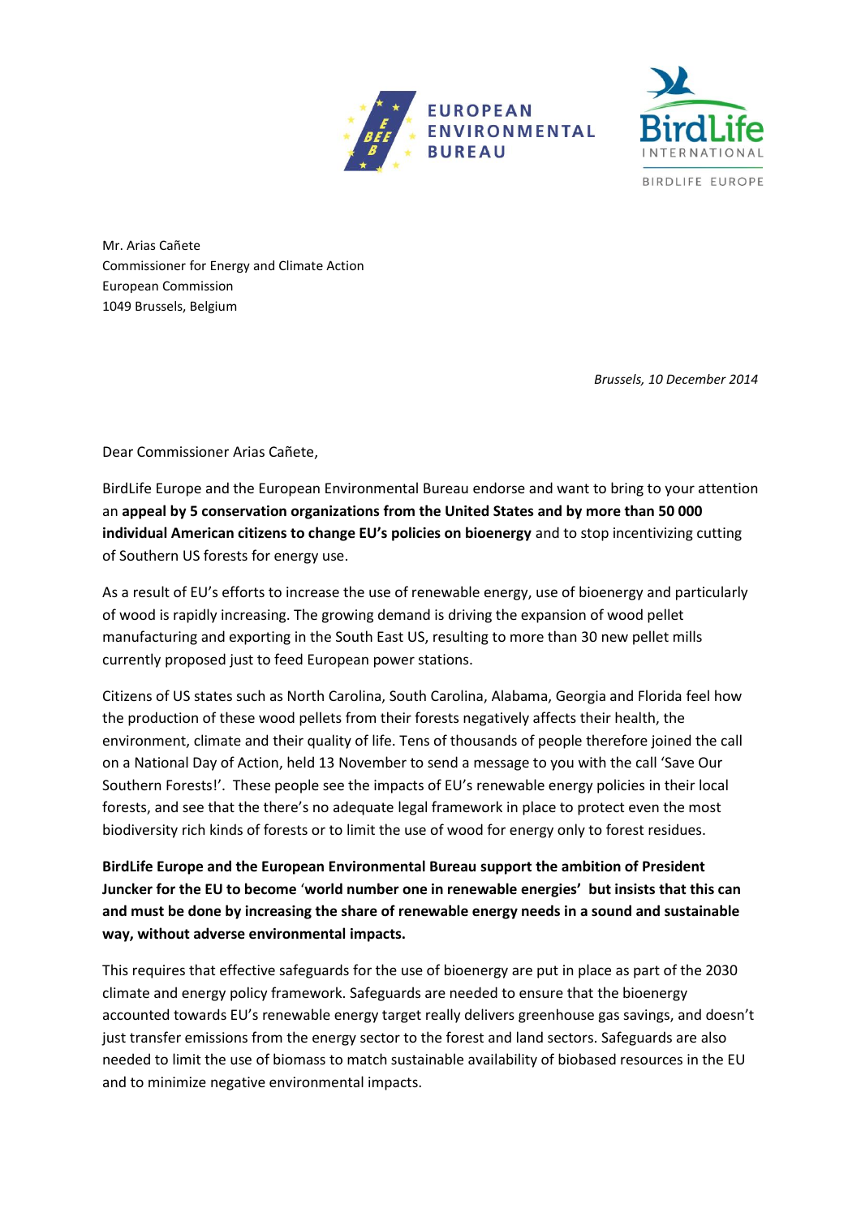EUROPEAN ENVIRONMENTAL BUREAU

BirdLife INTERNATIONAL

BIRDLIFE EUROPE

Mr. Arias Cañete
Commissioner for Energy and Climate Action
European Commission
1049 Brussels, Belgium

*Brussels, 10 December 2014*

Dear Commissioner Arias Cañete,

BirdLife Europe and the European Environmental Bureau endorse and want to bring to your attention an **appeal by 5 conservation organizations from the United States and by more than 50 000 individual American citizens to change EU's policies on bioenergy** and to stop incentivizing cutting of Southern US forests for energy use.

As a result of EU's efforts to increase the use of renewable energy, use of bioenergy and particularly of wood is rapidly increasing. The growing demand is driving the expansion of wood pellet manufacturing and exporting in the South East US, resulting to more than 30 new pellet mills currently proposed just to feed European power stations.

Citizens of US states such as North Carolina, South Carolina, Alabama, Georgia and Florida feel how the production of these wood pellets from their forests negatively affects their health, the environment, climate and their quality of life. Tens of thousands of people therefore joined the call on a National Day of Action, held 13 November to send a message to you with the call 'Save Our Southern Forests!'. These people see the impacts of EU's renewable energy policies in their local forests, and see that the there's no adequate legal framework in place to protect even the most biodiversity rich kinds of forests or to limit the use of wood for energy only to forest residues.

**BirdLife Europe and the European Environmental Bureau support the ambition of President Juncker for the EU to become 'world number one in renewable energies' but insists that this can and must be done by increasing the share of renewable energy needs in a sound and sustainable way, without adverse environmental impacts.**

This requires that effective safeguards for the use of bioenergy are put in place as part of the 2030 climate and energy policy framework. Safeguards are needed to ensure that the bioenergy accounted towards EU's renewable energy target really delivers greenhouse gas savings, and doesn't just transfer emissions from the energy sector to the forest and land sectors. Safeguards are also needed to limit the use of biomass to match sustainable availability of biobased resources in the EU and to minimize negative environmental impacts.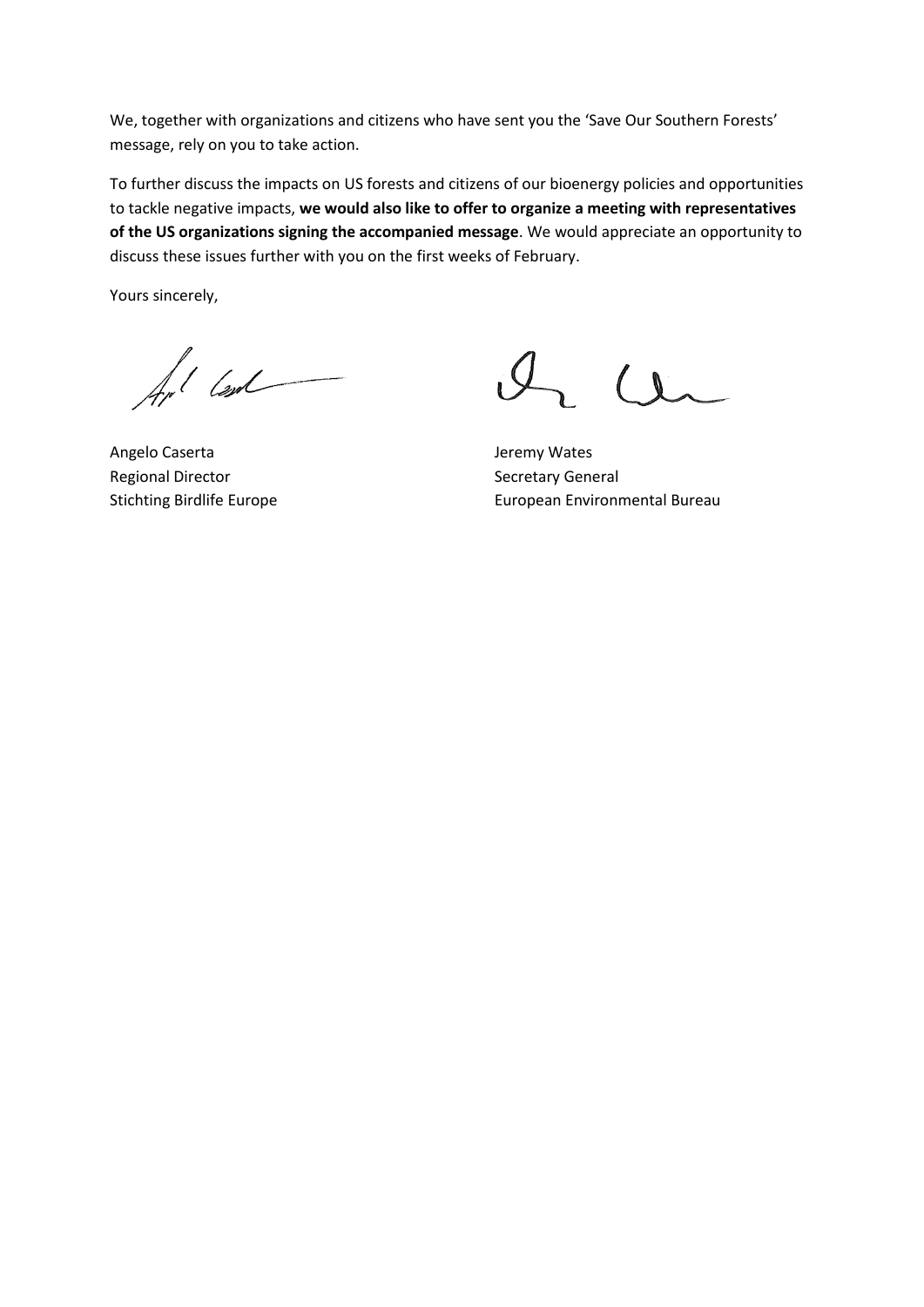We, together with organizations and citizens who have sent you the 'Save Our Southern Forests' message, rely on you to take action.

To further discuss the impacts on US forests and citizens of our bioenergy policies and opportunities to tackle negative impacts, **we would also like to offer to organize a meeting with representatives of the US organizations signing the accompanied message**. We would appreciate an opportunity to discuss these issues further with you on the first weeks of February.

Yours sincerely,

Angelo Caserta
Regional Director
Stichting Birdlife Europe

Jeremy Wates
Secretary General
European Environmental Bureau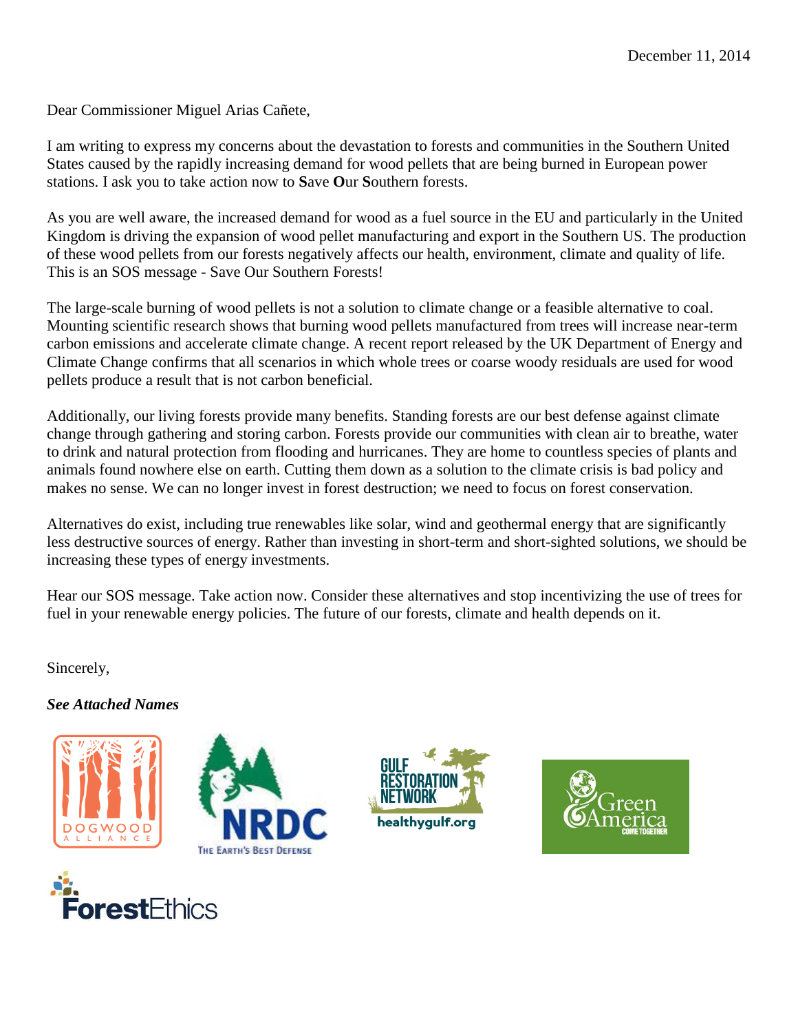December 11, 2014

Dear Commissioner Miguel Arias Cañete,

I am writing to express my concerns about the devastation to forests and communities in the Southern United States caused by the rapidly increasing demand for wood pellets that are being burned in European power stations. I ask you to take action now to **S**ave **O**ur **S**outhern forests.

As you are well aware, the increased demand for wood as a fuel source in the EU and particularly in the United Kingdom is driving the expansion of wood pellet manufacturing and export in the Southern US. The production of these wood pellets from our forests negatively affects our health, environment, climate and quality of life. This is an SOS message - Save Our Southern Forests!

The large-scale burning of wood pellets is not a solution to climate change or a feasible alternative to coal. Mounting scientific research shows that burning wood pellets manufactured from trees will increase near-term carbon emissions and accelerate climate change. A recent report released by the UK Department of Energy and Climate Change confirms that all scenarios in which whole trees or coarse woody residuals are used for wood pellets produce a result that is not carbon beneficial.

Additionally, our living forests provide many benefits. Standing forests are our best defense against climate change through gathering and storing carbon. Forests provide our communities with clean air to breathe, water to drink and natural protection from flooding and hurricanes. They are home to countless species of plants and animals found nowhere else on earth. Cutting them down as a solution to the climate crisis is bad policy and makes no sense. We can no longer invest in forest destruction; we need to focus on forest conservation.

Alternatives do exist, including true renewables like solar, wind and geothermal energy that are significantly less destructive sources of energy. Rather than investing in short-term and short-sighted solutions, we should be increasing these types of energy investments.

Hear our SOS message. Take action now. Consider these alternatives and stop incentivizing the use of trees for fuel in your renewable energy policies. The future of our forests, climate and health depends on it.

Sincerely,

***See Attached Names***

DOGWOOD ALLIANCE

NRDC THE EARTH'S BEST DEFENSE

GULF RESTORATION NETWORK healthygulf.org

Green America COME TOGETHER

ForestEthics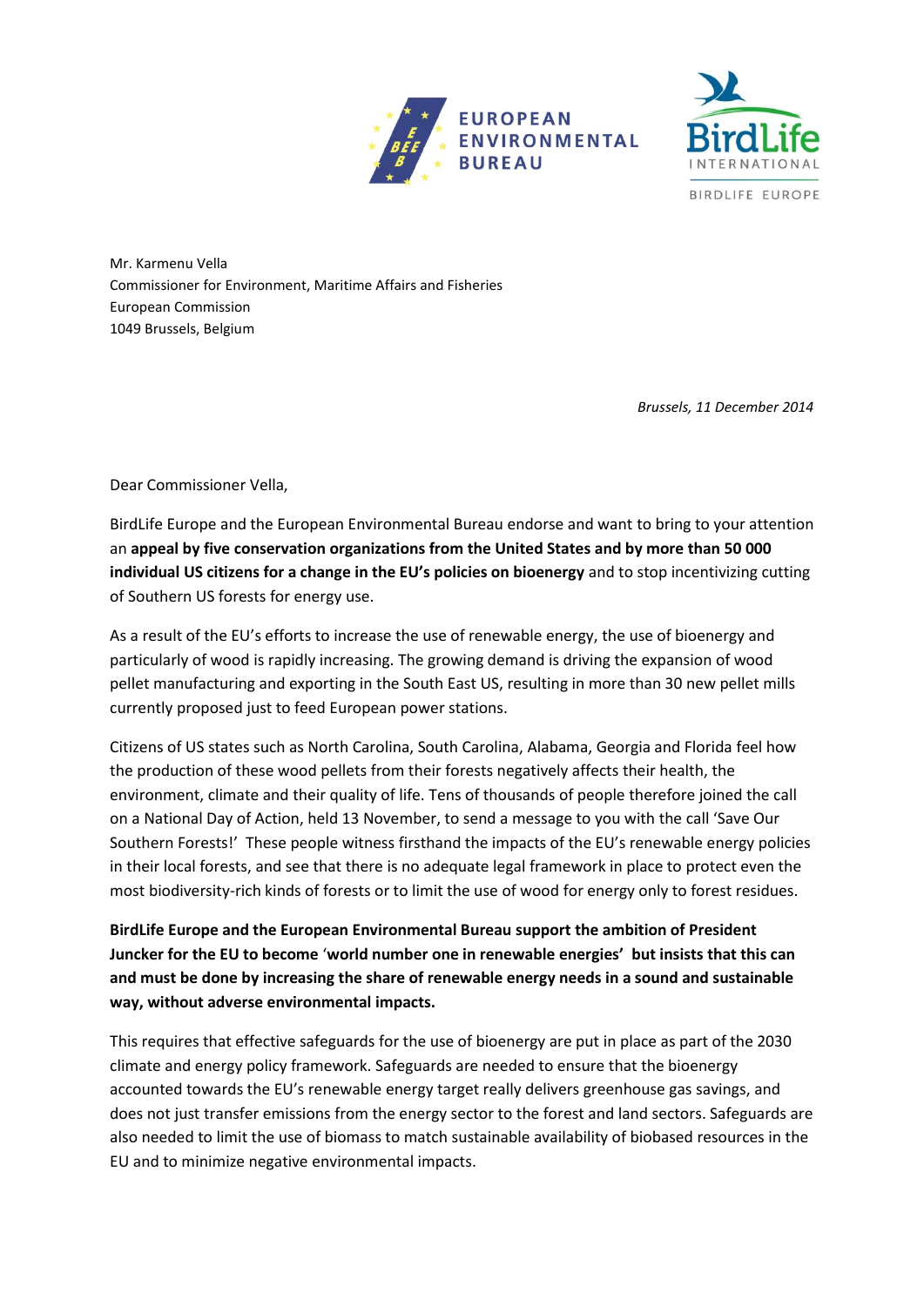Mr. Karmenu Vella
Commissioner for Environment, Maritime Affairs and Fisheries
European Commission
1049 Brussels, Belgium

*Brussels, 11 December 2014*

Dear Commissioner Vella,

BirdLife Europe and the European Environmental Bureau endorse and want to bring to your attention an **appeal by five conservation organizations from the United States and by more than 50 000 individual US citizens for a change in the EU's policies on bioenergy** and to stop incentivizing cutting of Southern US forests for energy use.

As a result of the EU's efforts to increase the use of renewable energy, the use of bioenergy and particularly of wood is rapidly increasing. The growing demand is driving the expansion of wood pellet manufacturing and exporting in the South East US, resulting in more than 30 new pellet mills currently proposed just to feed European power stations.

Citizens of US states such as North Carolina, South Carolina, Alabama, Georgia and Florida feel how the production of these wood pellets from their forests negatively affects their health, the environment, climate and their quality of life. Tens of thousands of people therefore joined the call on a National Day of Action, held 13 November, to send a message to you with the call 'Save Our Southern Forests!' These people witness firsthand the impacts of the EU's renewable energy policies in their local forests, and see that there is no adequate legal framework in place to protect even the most biodiversity-rich kinds of forests or to limit the use of wood for energy only to forest residues.

**BirdLife Europe and the European Environmental Bureau support the ambition of President Juncker for the EU to become 'world number one in renewable energies' but insists that this can and must be done by increasing the share of renewable energy needs in a sound and sustainable way, without adverse environmental impacts.**

This requires that effective safeguards for the use of bioenergy are put in place as part of the 2030 climate and energy policy framework. Safeguards are needed to ensure that the bioenergy accounted towards the EU's renewable energy target really delivers greenhouse gas savings, and does not just transfer emissions from the energy sector to the forest and land sectors. Safeguards are also needed to limit the use of biomass to match sustainable availability of biobased resources in the EU and to minimize negative environmental impacts.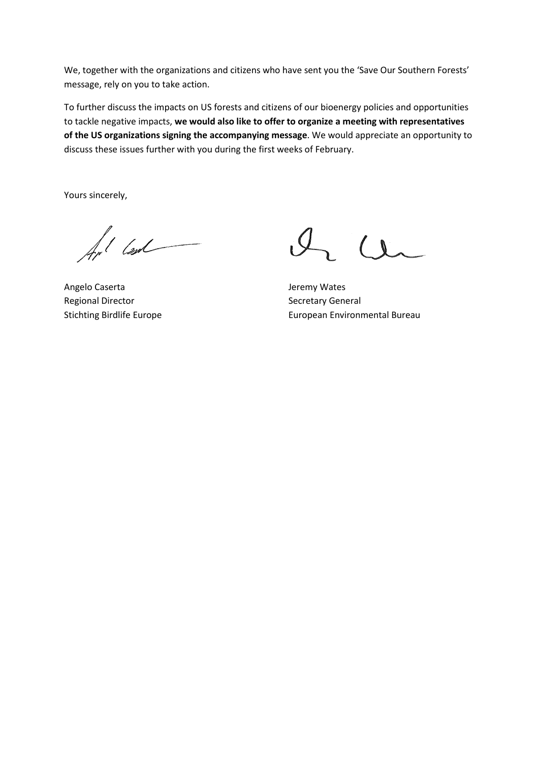We, together with the organizations and citizens who have sent you the 'Save Our Southern Forests' message, rely on you to take action.

To further discuss the impacts on US forests and citizens of our bioenergy policies and opportunities to tackle negative impacts, **we would also like to offer to organize a meeting with representatives of the US organizations signing the accompanying message**. We would appreciate an opportunity to discuss these issues further with you during the first weeks of February.

Yours sincerely,

Angelo Caserta
Regional Director
Stichting Birdlife Europe

Jeremy Wates
Secretary General
European Environmental Bureau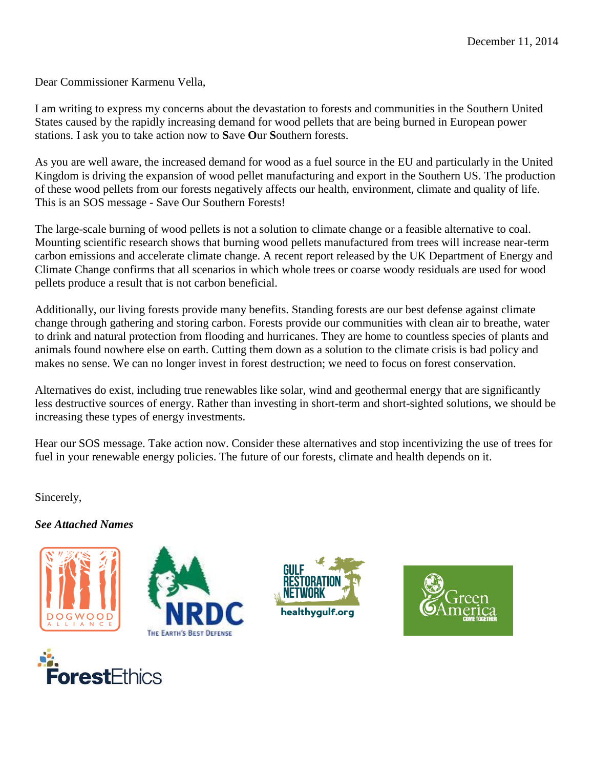December 11, 2014

Dear Commissioner Karmenu Vella,

I am writing to express my concerns about the devastation to forests and communities in the Southern United States caused by the rapidly increasing demand for wood pellets that are being burned in European power stations. I ask you to take action now to **S**ave **O**ur **S**outhern forests.

As you are well aware, the increased demand for wood as a fuel source in the EU and particularly in the United Kingdom is driving the expansion of wood pellet manufacturing and export in the Southern US. The production of these wood pellets from our forests negatively affects our health, environment, climate and quality of life. This is an SOS message - Save Our Southern Forests!

The large-scale burning of wood pellets is not a solution to climate change or a feasible alternative to coal. Mounting scientific research shows that burning wood pellets manufactured from trees will increase near-term carbon emissions and accelerate climate change. A recent report released by the UK Department of Energy and Climate Change confirms that all scenarios in which whole trees or coarse woody residuals are used for wood pellets produce a result that is not carbon beneficial.

Additionally, our living forests provide many benefits. Standing forests are our best defense against climate change through gathering and storing carbon. Forests provide our communities with clean air to breathe, water to drink and natural protection from flooding and hurricanes. They are home to countless species of plants and animals found nowhere else on earth. Cutting them down as a solution to the climate crisis is bad policy and makes no sense. We can no longer invest in forest destruction; we need to focus on forest conservation.

Alternatives do exist, including true renewables like solar, wind and geothermal energy that are significantly less destructive sources of energy. Rather than investing in short-term and short-sighted solutions, we should be increasing these types of energy investments.

Hear our SOS message. Take action now. Consider these alternatives and stop incentivizing the use of trees for fuel in your renewable energy policies. The future of our forests, climate and health depends on it.

Sincerely,

***See Attached Names***

DOGWOOD ALLIANCE

NRDC
THE EARTH'S BEST DEFENSE

GULF RESTORATION NETWORK
healthygulf.org

Green America
COME TOGETHER

ForestEthics